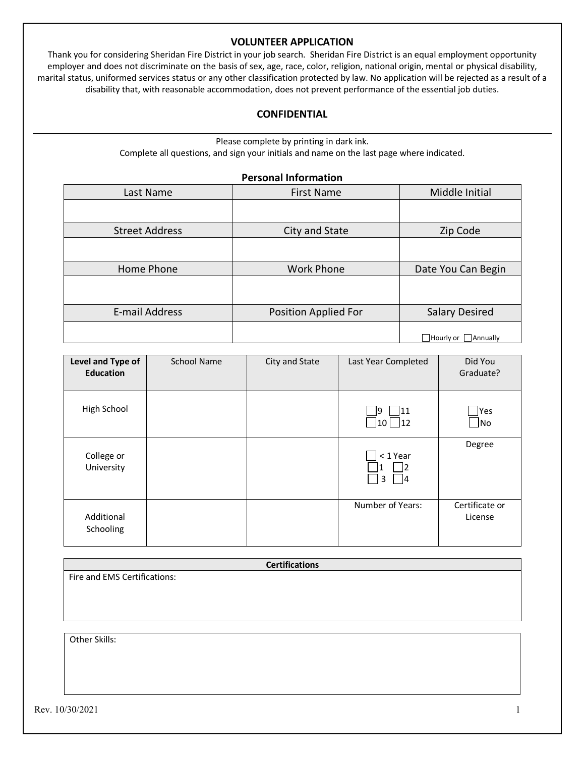## VOLUNTEER APPLICATION

Thank you for considering Sheridan Fire District in your job search. Sheridan Fire District is an equal employment opportunity employer and does not discriminate on the basis of sex, age, race, color, religion, national origin, mental or physical disability, marital status, uniformed services status or any other classification protected by law. No application will be rejected as a result of a disability that, with reasonable accommodation, does not prevent performance of the essential job duties.

## CONFIDENTIAL

---

Please complete by printing in dark ink.
Complete all questions, and sign your initials and name on the last page where indicated.

### Personal Information

| Last Name | First Name | Middle Initial |
|---|---|---|
| | | |
| **Street Address** | **City and State** | **Zip Code** |
| | | |
| **Home Phone** | **Work Phone** | **Date You Can Begin** |
| | | |
| **E-mail Address** | **Position Applied For** | **Salary Desired** |
| | | ☐ Hourly or ☐ Annually |

| Level and Type of Education | School Name | City and State | Last Year Completed | Did You Graduate? |
|---|---|---|---|---|
| High School | | | ☐ 9 ☐ 11 ☐ 10 ☐ 12 | ☐ Yes ☐ No |
| College or University | | | ☐ < 1 Year ☐ 1 ☐ 2 ☐ 3 ☐ 4 | Degree |
| Additional Schooling | | | Number of Years: | Certificate or License |

| Certifications |
|---|
| Fire and EMS Certifications: |

Other Skills: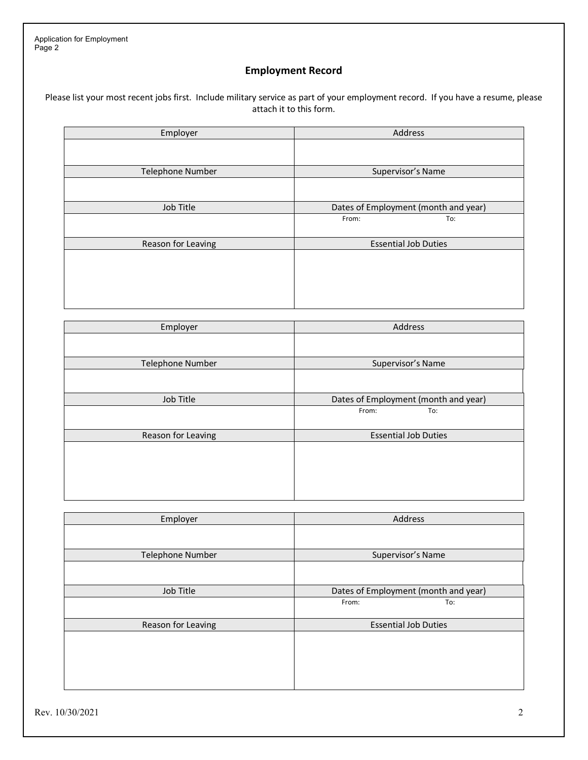## Employment Record

Please list your most recent jobs first. Include military service as part of your employment record. If you have a resume, please attach it to this form.

| Employer | Address |
| --- | --- |
| | |
| **Telephone Number** | **Supervisor's Name** |
| | |
| **Job Title** | **Dates of Employment (month and year)** |
| | From: To: |
| **Reason for Leaving** | **Essential Job Duties** |
| | |

| Employer | Address |
| --- | --- |
| | |
| **Telephone Number** | **Supervisor's Name** |
| | |
| **Job Title** | **Dates of Employment (month and year)** |
| | From: To: |
| **Reason for Leaving** | **Essential Job Duties** |
| | |

| Employer | Address |
| --- | --- |
| | |
| **Telephone Number** | **Supervisor's Name** |
| | |
| **Job Title** | **Dates of Employment (month and year)** |
| | From: To: |
| **Reason for Leaving** | **Essential Job Duties** |
| | |

Rev. 10/30/2021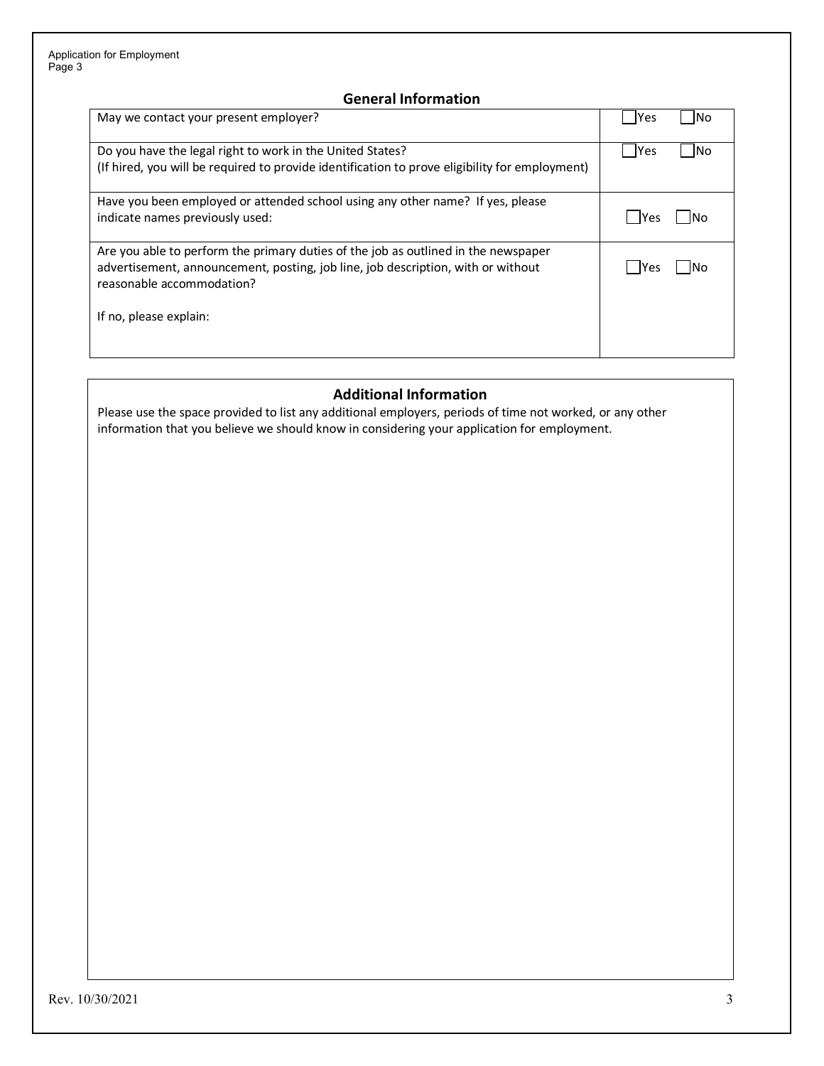## General Information

| Question | Response |
| --- | --- |
| May we contact your present employer? | ☐ Yes ☐ No |
| Do you have the legal right to work in the United States?<br>(If hired, you will be required to provide identification to prove eligibility for employment) | ☐ Yes ☐ No |
| Have you been employed or attended school using any other name? If yes, please indicate names previously used: | ☐ Yes ☐ No |
| Are you able to perform the primary duties of the job as outlined in the newspaper advertisement, announcement, posting, job line, job description, with or without reasonable accommodation?<br><br>If no, please explain: | ☐ Yes ☐ No |

## Additional Information

Please use the space provided to list any additional employers, periods of time not worked, or any other information that you believe we should know in considering your application for employment.

Rev. 10/30/2021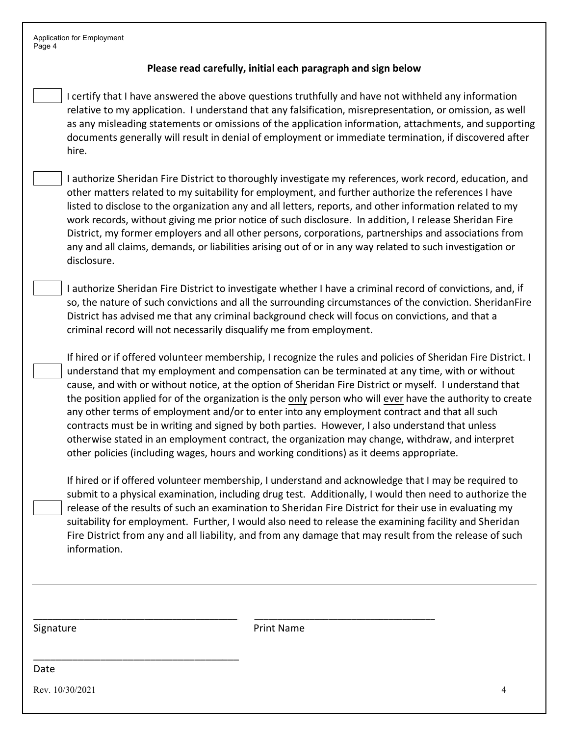**Please read carefully, initial each paragraph and sign below**

☐ I certify that I have answered the above questions truthfully and have not withheld any information relative to my application. I understand that any falsification, misrepresentation, or omission, as well as any misleading statements or omissions of the application information, attachments, and supporting documents generally will result in denial of employment or immediate termination, if discovered after hire.

☐ I authorize Sheridan Fire District to thoroughly investigate my references, work record, education, and other matters related to my suitability for employment, and further authorize the references I have listed to disclose to the organization any and all letters, reports, and other information related to my work records, without giving me prior notice of such disclosure. In addition, I release Sheridan Fire District, my former employers and all other persons, corporations, partnerships and associations from any and all claims, demands, or liabilities arising out of or in any way related to such investigation or disclosure.

☐ I authorize Sheridan Fire District to investigate whether I have a criminal record of convictions, and, if so, the nature of such convictions and all the surrounding circumstances of the conviction. SheridanFire District has advised me that any criminal background check will focus on convictions, and that a criminal record will not necessarily disqualify me from employment.

☐ If hired or if offered volunteer membership, I recognize the rules and policies of Sheridan Fire District. I understand that my employment and compensation can be terminated at any time, with or without cause, and with or without notice, at the option of Sheridan Fire District or myself. I understand that the position applied for of the organization is the <u>only</u> person who will <u>ever</u> have the authority to create any other terms of employment and/or to enter into any employment contract and that all such contracts must be in writing and signed by both parties. However, I also understand that unless otherwise stated in an employment contract, the organization may change, withdraw, and interpret <u>other</u> policies (including wages, hours and working conditions) as it deems appropriate.

☐ If hired or if offered volunteer membership, I understand and acknowledge that I may be required to submit to a physical examination, including drug test. Additionally, I would then need to authorize the release of the results of such an examination to Sheridan Fire District for their use in evaluating my suitability for employment. Further, I would also need to release the examining facility and Sheridan Fire District from any and all liability, and from any damage that may result from the release of such information.

---

______________________________________ ______________________________________

Signature Print Name

______________________________________

Date

Rev. 10/30/2021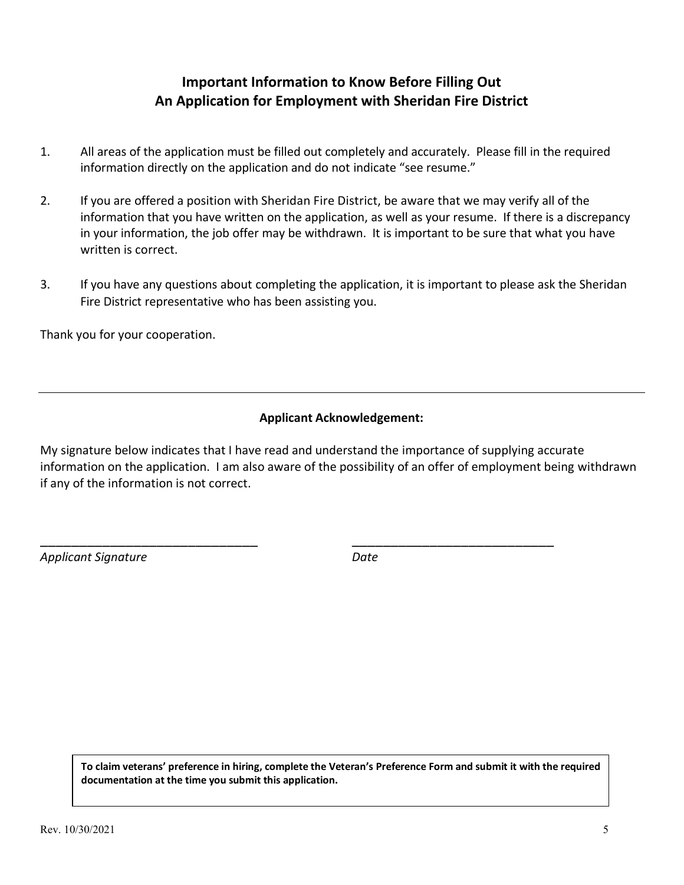## Important Information to Know Before Filling Out An Application for Employment with Sheridan Fire District

1. All areas of the application must be filled out completely and accurately. Please fill in the required information directly on the application and do not indicate "see resume."

2. If you are offered a position with Sheridan Fire District, be aware that we may verify all of the information that you have written on the application, as well as your resume. If there is a discrepancy in your information, the job offer may be withdrawn. It is important to be sure that what you have written is correct.

3. If you have any questions about completing the application, it is important to please ask the Sheridan Fire District representative who has been assisting you.

Thank you for your cooperation.

---

**Applicant Acknowledgement:**

My signature below indicates that I have read and understand the importance of supplying accurate information on the application. I am also aware of the possibility of an offer of employment being withdrawn if any of the information is not correct.

_________________________________ _______________________________

*Applicant Signature* *Date*

**To claim veterans' preference in hiring, complete the Veteran's Preference Form and submit it with the required documentation at the time you submit this application.**

Rev. 10/30/2021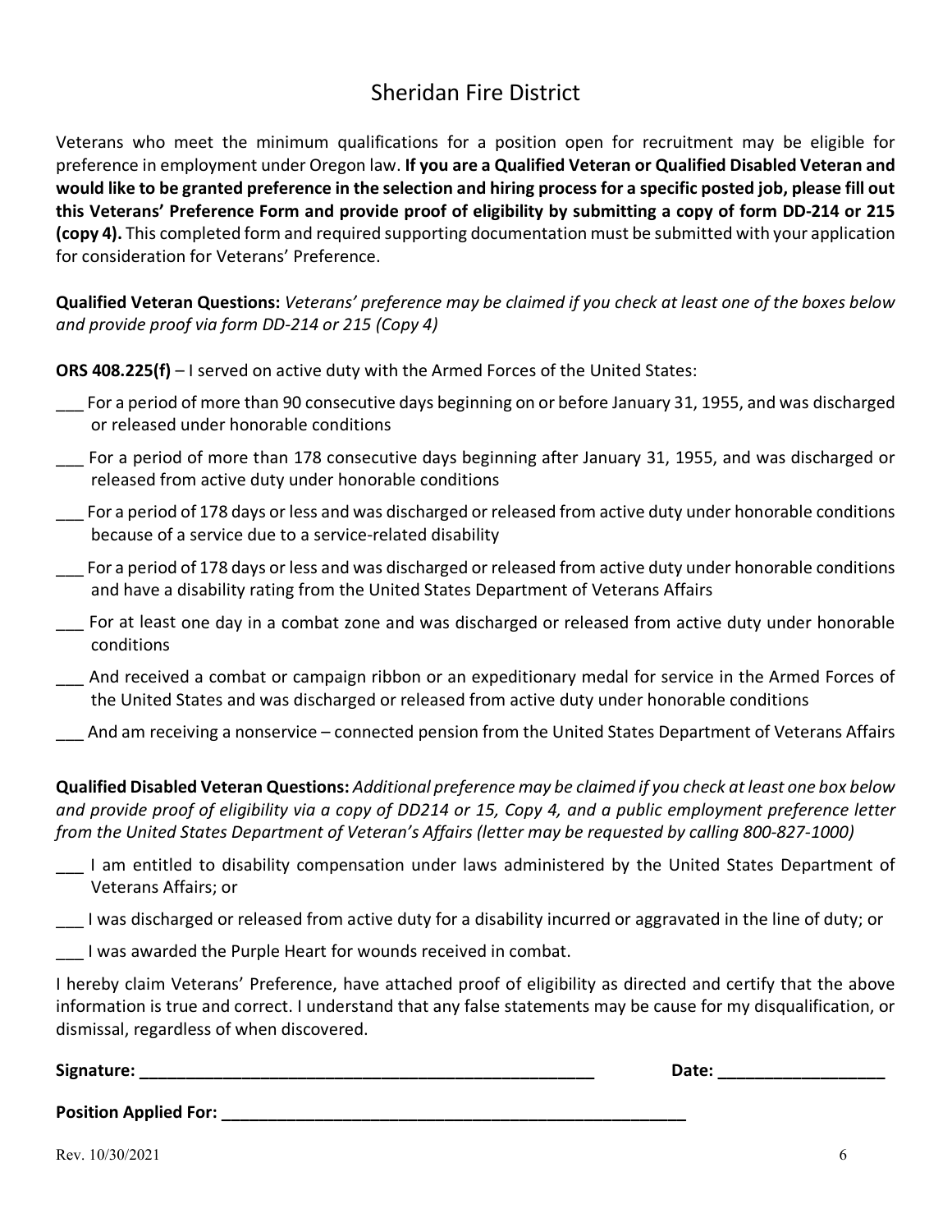# Sheridan Fire District

Veterans who meet the minimum qualifications for a position open for recruitment may be eligible for preference in employment under Oregon law. **If you are a Qualified Veteran or Qualified Disabled Veteran and would like to be granted preference in the selection and hiring process for a specific posted job, please fill out this Veterans' Preference Form and provide proof of eligibility by submitting a copy of form DD-214 or 215 (copy 4).** This completed form and required supporting documentation must be submitted with your application for consideration for Veterans' Preference.

**Qualified Veteran Questions:** *Veterans' preference may be claimed if you check at least one of the boxes below and provide proof via form DD-214 or 215 (Copy 4)*

**ORS 408.225(f)** – I served on active duty with the Armed Forces of the United States:

___ For a period of more than 90 consecutive days beginning on or before January 31, 1955, and was discharged or released under honorable conditions

___ For a period of more than 178 consecutive days beginning after January 31, 1955, and was discharged or released from active duty under honorable conditions

___ For a period of 178 days or less and was discharged or released from active duty under honorable conditions because of a service due to a service-related disability

___ For a period of 178 days or less and was discharged or released from active duty under honorable conditions and have a disability rating from the United States Department of Veterans Affairs

___ For at least one day in a combat zone and was discharged or released from active duty under honorable conditions

___ And received a combat or campaign ribbon or an expeditionary medal for service in the Armed Forces of the United States and was discharged or released from active duty under honorable conditions

___ And am receiving a nonservice – connected pension from the United States Department of Veterans Affairs

**Qualified Disabled Veteran Questions:** *Additional preference may be claimed if you check at least one box below and provide proof of eligibility via a copy of DD214 or 15, Copy 4, and a public employment preference letter from the United States Department of Veteran's Affairs (letter may be requested by calling 800-827-1000)*

___ I am entitled to disability compensation under laws administered by the United States Department of Veterans Affairs; or

___ I was discharged or released from active duty for a disability incurred or aggravated in the line of duty; or

___ I was awarded the Purple Heart for wounds received in combat.

I hereby claim Veterans' Preference, have attached proof of eligibility as directed and certify that the above information is true and correct. I understand that any false statements may be cause for my disqualification, or dismissal, regardless of when discovered.

**Signature:** ___________________________________________________ **Date:** __________________

**Position Applied For:** _____________________________________________________

Rev. 10/30/2021